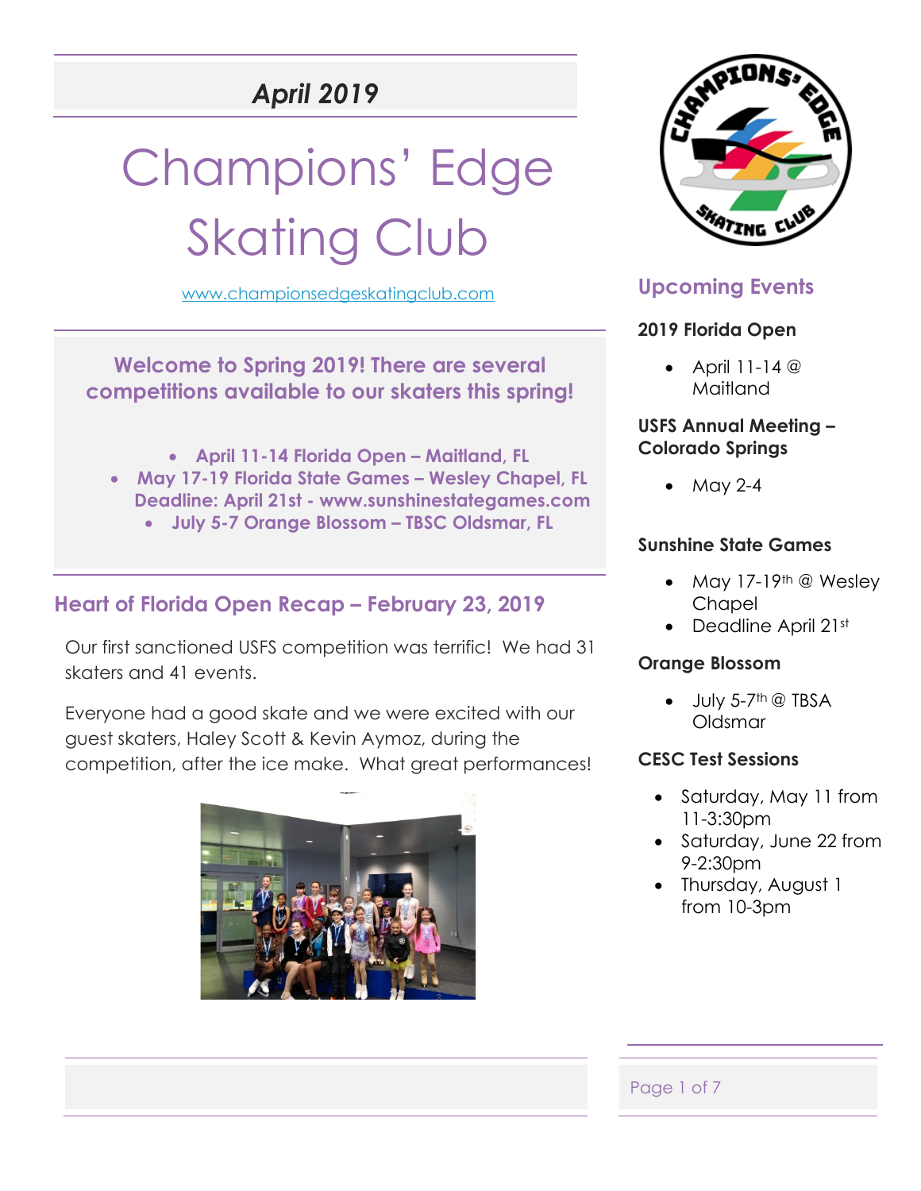*April 2019*

# Champions' Edge Skating Club

www.championsedgeskatingclub.com

**Welcome to Spring 2019! There are several competitions available to our skaters this spring!**

- **April 11-14 Florida Open – Maitland, FL**
- **May 17-19 Florida State Games – Wesley Chapel, FL Deadline: April 21st - www.sunshinestategames.com**
- **July 5-7 Orange Blossom – TBSC Oldsmar, FL**

## Heart of Florida Open Recap – February 23, 2019

Our first sanctioned USFS competition was terrific! We had 31 skaters and 41 events.

Everyone had a good skate and we were excited with our guest skaters, Haley Scott & Kevin Aymoz, during the competition, after the ice make. What great performances!

## Upcoming Events

**2019 Florida Open**

- April 11-14 @ Maitland

**USFS Annual Meeting – Colorado Springs**

- May 2-4

**Sunshine State Games**

- May 17-19th @ Wesley Chapel
- Deadline April 21st

**Orange Blossom**

- July 5-7th @ TBSA Oldsmar

**CESC Test Sessions**

- Saturday, May 11 from 11-3:30pm
- Saturday, June 22 from 9-2:30pm
- Thursday, August 1 from 10-3pm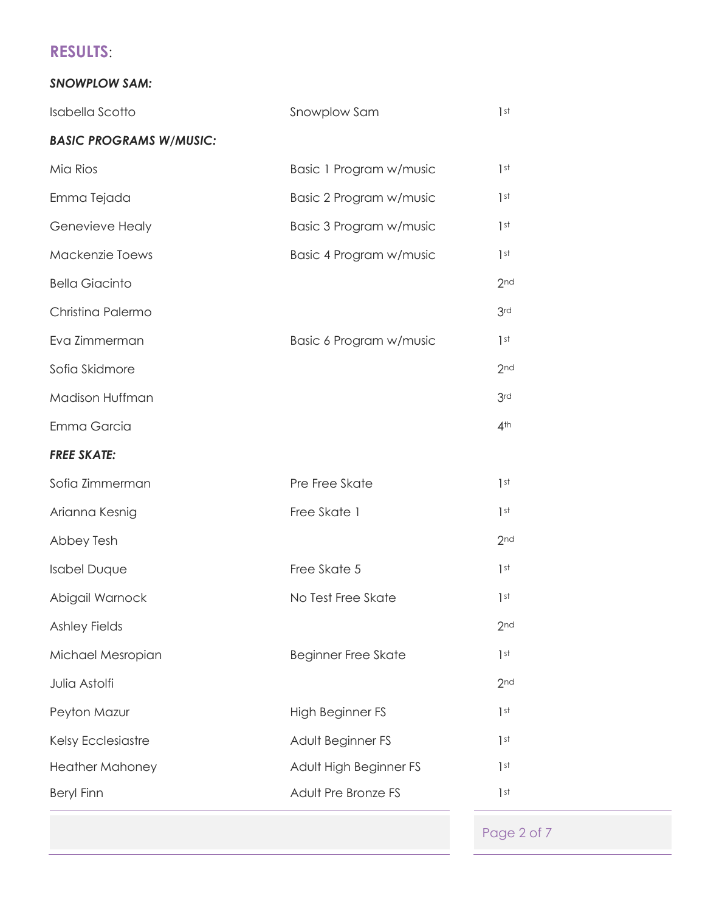## RESULTS:

***SNOWPLOW SAM:***

| | | |
|---|---|---|
| Isabella Scotto | Snowplow Sam | 1st |

***BASIC PROGRAMS W/MUSIC:***

| | | |
|---|---|---|
| Mia Rios | Basic 1 Program w/music | 1st |
| Emma Tejada | Basic 2 Program w/music | 1st |
| Genevieve Healy | Basic 3 Program w/music | 1st |
| Mackenzie Toews | Basic 4 Program w/music | 1st |
| Bella Giacinto | | 2nd |
| Christina Palermo | | 3rd |
| Eva Zimmerman | Basic 6 Program w/music | 1st |
| Sofia Skidmore | | 2nd |
| Madison Huffman | | 3rd |
| Emma Garcia | | 4th |

***FREE SKATE:***

| | | |
|---|---|---|
| Sofia Zimmerman | Pre Free Skate | 1st |
| Arianna Kesnig | Free Skate 1 | 1st |
| Abbey Tesh | | 2nd |
| Isabel Duque | Free Skate 5 | 1st |
| Abigail Warnock | No Test Free Skate | 1st |
| Ashley Fields | | 2nd |
| Michael Mesropian | Beginner Free Skate | 1st |
| Julia Astolfi | | 2nd |
| Peyton Mazur | High Beginner FS | 1st |
| Kelsy Ecclesiastre | Adult Beginner FS | 1st |
| Heather Mahoney | Adult High Beginner FS | 1st |
| Beryl Finn | Adult Pre Bronze FS | 1st |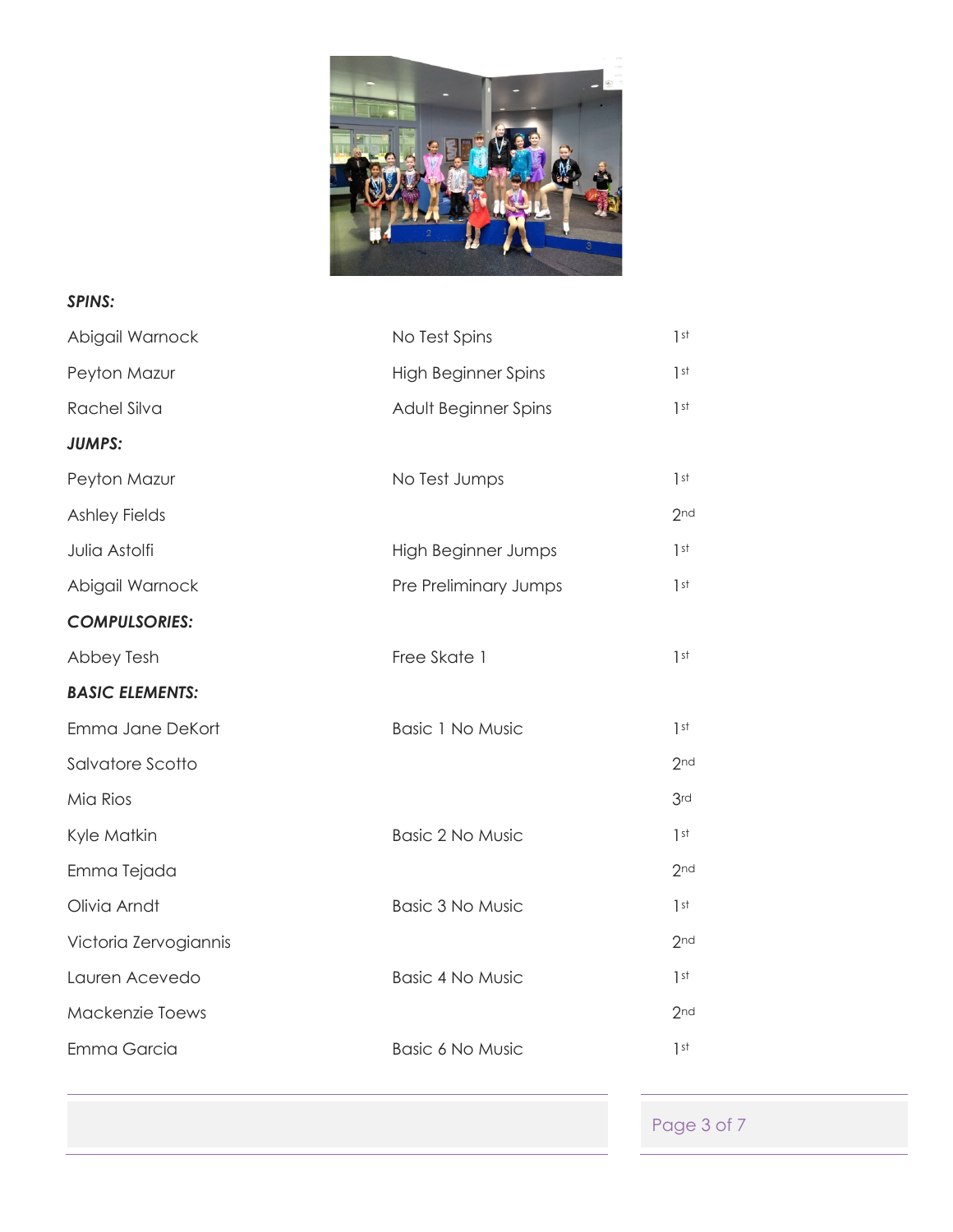***SPINS:***

| | | |
|---|---|---|
| Abigail Warnock | No Test Spins | 1st |
| Peyton Mazur | High Beginner Spins | 1st |
| Rachel Silva | Adult Beginner Spins | 1st |

***JUMPS:***

| | | |
|---|---|---|
| Peyton Mazur | No Test Jumps | 1st |
| Ashley Fields | | 2nd |
| Julia Astolfi | High Beginner Jumps | 1st |
| Abigail Warnock | Pre Preliminary Jumps | 1st |

***COMPULSORIES:***

| | | |
|---|---|---|
| Abbey Tesh | Free Skate 1 | 1st |

***BASIC ELEMENTS:***

| | | |
|---|---|---|
| Emma Jane DeKort | Basic 1 No Music | 1st |
| Salvatore Scotto | | 2nd |
| Mia Rios | | 3rd |
| Kyle Matkin | Basic 2 No Music | 1st |
| Emma Tejada | | 2nd |
| Olivia Arndt | Basic 3 No Music | 1st |
| Victoria Zervogiannis | | 2nd |
| Lauren Acevedo | Basic 4 No Music | 1st |
| Mackenzie Toews | | 2nd |
| Emma Garcia | Basic 6 No Music | 1st |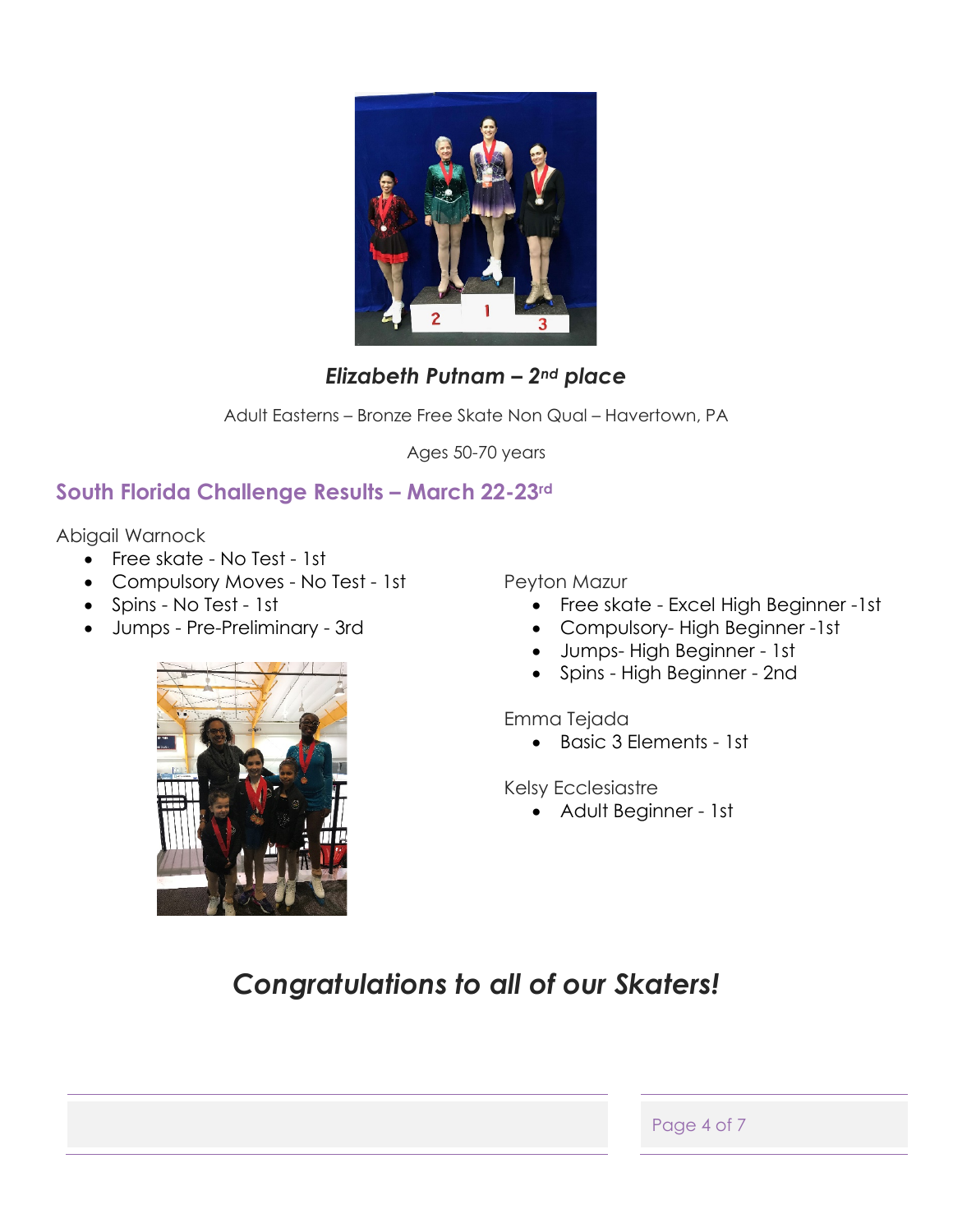***Elizabeth Putnam – 2nd place***

Adult Easterns – Bronze Free Skate Non Qual – Havertown, PA

Ages 50-70 years

## South Florida Challenge Results – March 22-23rd

Abigail Warnock

- Free skate - No Test - 1st
- Compulsory Moves - No Test - 1st
- Spins - No Test - 1st
- Jumps - Pre-Preliminary - 3rd

Peyton Mazur

- Free skate - Excel High Beginner -1st
- Compulsory- High Beginner -1st
- Jumps- High Beginner - 1st
- Spins - High Beginner - 2nd

Emma Tejada

- Basic 3 Elements - 1st

Kelsy Ecclesiastre

- Adult Beginner - 1st

# *Congratulations to all of our Skaters!*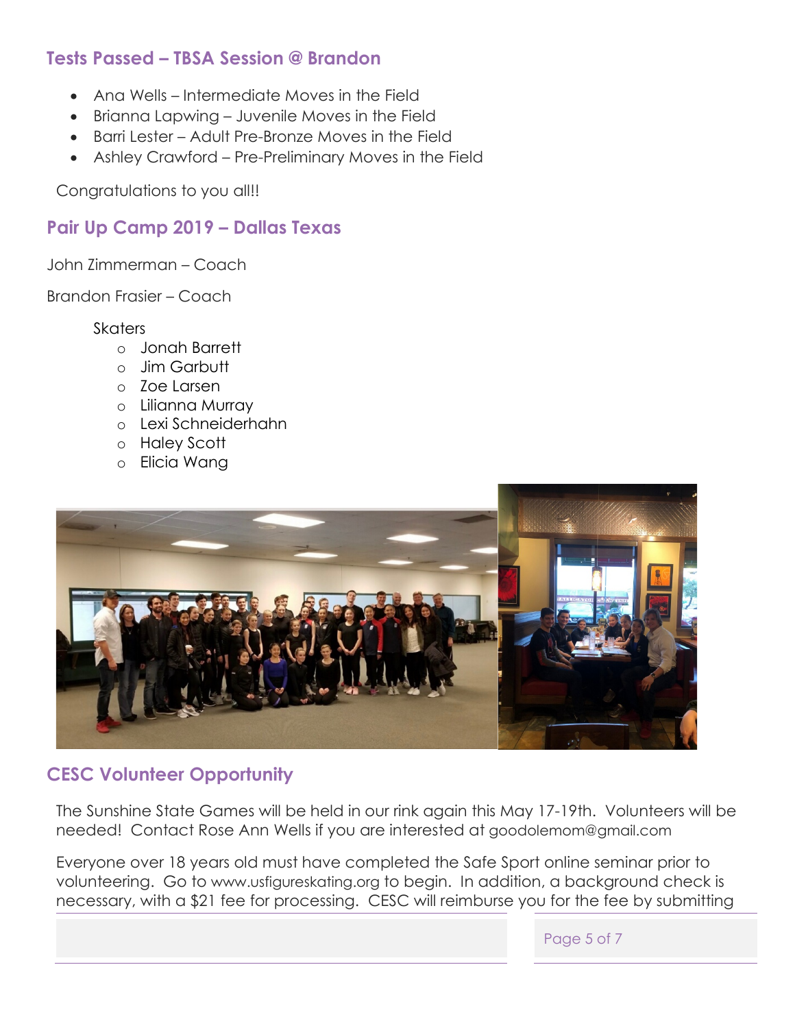## Tests Passed – TBSA Session @ Brandon

- Ana Wells – Intermediate Moves in the Field
- Brianna Lapwing – Juvenile Moves in the Field
- Barri Lester – Adult Pre-Bronze Moves in the Field
- Ashley Crawford – Pre-Preliminary Moves in the Field

Congratulations to you all!!

## Pair Up Camp 2019 – Dallas Texas

John Zimmerman – Coach

Brandon Frasier – Coach

Skaters

- Jonah Barrett
- Jim Garbutt
- Zoe Larsen
- Lilianna Murray
- Lexi Schneiderhahn
- Haley Scott
- Elicia Wang

## CESC Volunteer Opportunity

The Sunshine State Games will be held in our rink again this May 17-19th. Volunteers will be needed! Contact Rose Ann Wells if you are interested at goodolemom@gmail.com

Everyone over 18 years old must have completed the Safe Sport online seminar prior to volunteering. Go to www.usfigureskating.org to begin. In addition, a background check is necessary, with a $21 fee for processing. CESC will reimburse you for the fee by submitting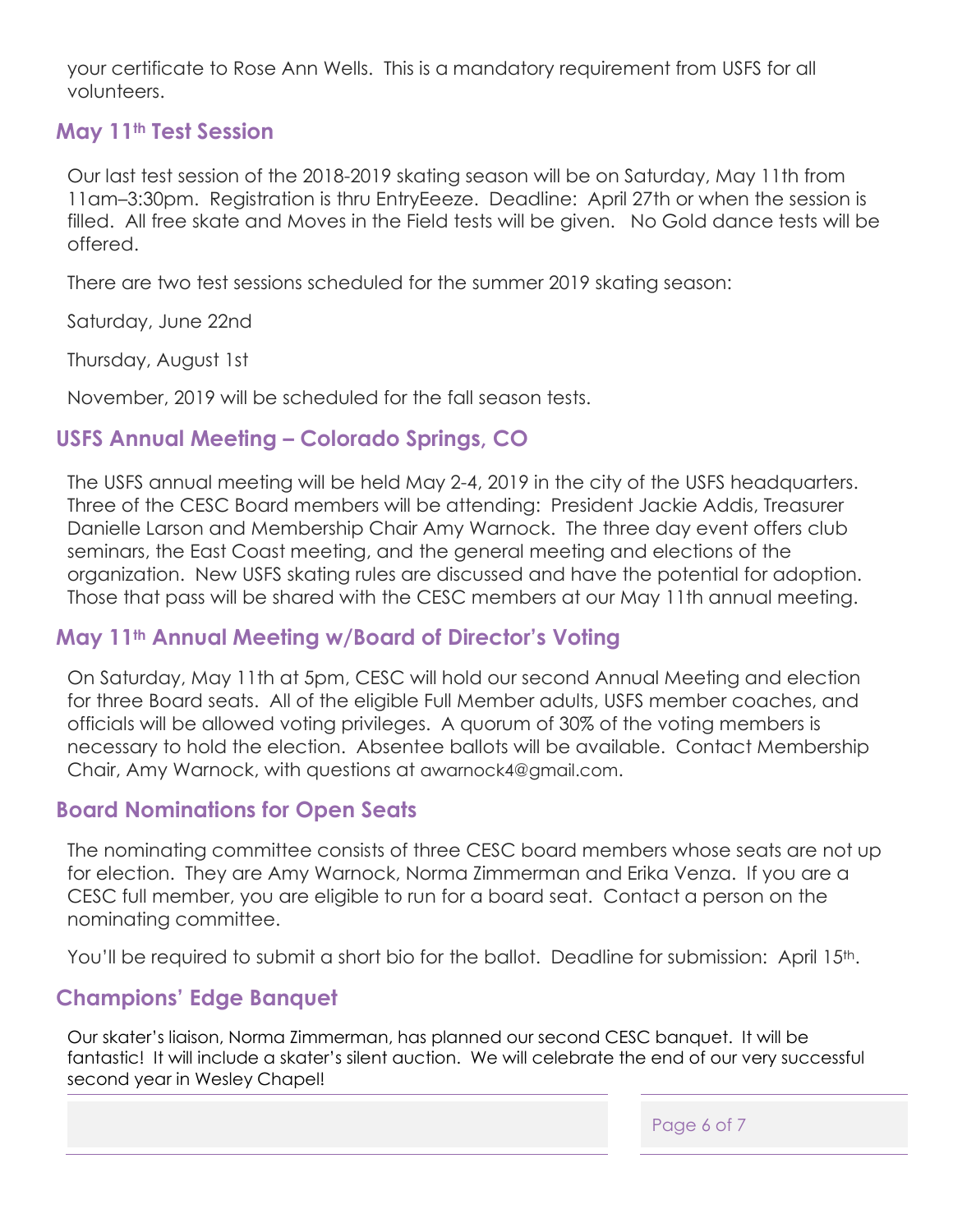your certificate to Rose Ann Wells. This is a mandatory requirement from USFS for all volunteers.

## May 11th Test Session

Our last test session of the 2018-2019 skating season will be on Saturday, May 11th from 11am–3:30pm. Registration is thru EntryEeeze. Deadline: April 27th or when the session is filled. All free skate and Moves in the Field tests will be given. No Gold dance tests will be offered.

There are two test sessions scheduled for the summer 2019 skating season:

Saturday, June 22nd

Thursday, August 1st

November, 2019 will be scheduled for the fall season tests.

## USFS Annual Meeting – Colorado Springs, CO

The USFS annual meeting will be held May 2-4, 2019 in the city of the USFS headquarters. Three of the CESC Board members will be attending: President Jackie Addis, Treasurer Danielle Larson and Membership Chair Amy Warnock. The three day event offers club seminars, the East Coast meeting, and the general meeting and elections of the organization. New USFS skating rules are discussed and have the potential for adoption. Those that pass will be shared with the CESC members at our May 11th annual meeting.

## May 11th Annual Meeting w/Board of Director's Voting

On Saturday, May 11th at 5pm, CESC will hold our second Annual Meeting and election for three Board seats. All of the eligible Full Member adults, USFS member coaches, and officials will be allowed voting privileges. A quorum of 30% of the voting members is necessary to hold the election. Absentee ballots will be available. Contact Membership Chair, Amy Warnock, with questions at awarnock4@gmail.com.

## Board Nominations for Open Seats

The nominating committee consists of three CESC board members whose seats are not up for election. They are Amy Warnock, Norma Zimmerman and Erika Venza. If you are a CESC full member, you are eligible to run for a board seat. Contact a person on the nominating committee.

You'll be required to submit a short bio for the ballot. Deadline for submission: April 15th.

## Champions' Edge Banquet

Our skater's liaison, Norma Zimmerman, has planned our second CESC banquet. It will be fantastic! It will include a skater's silent auction. We will celebrate the end of our very successful second year in Wesley Chapel!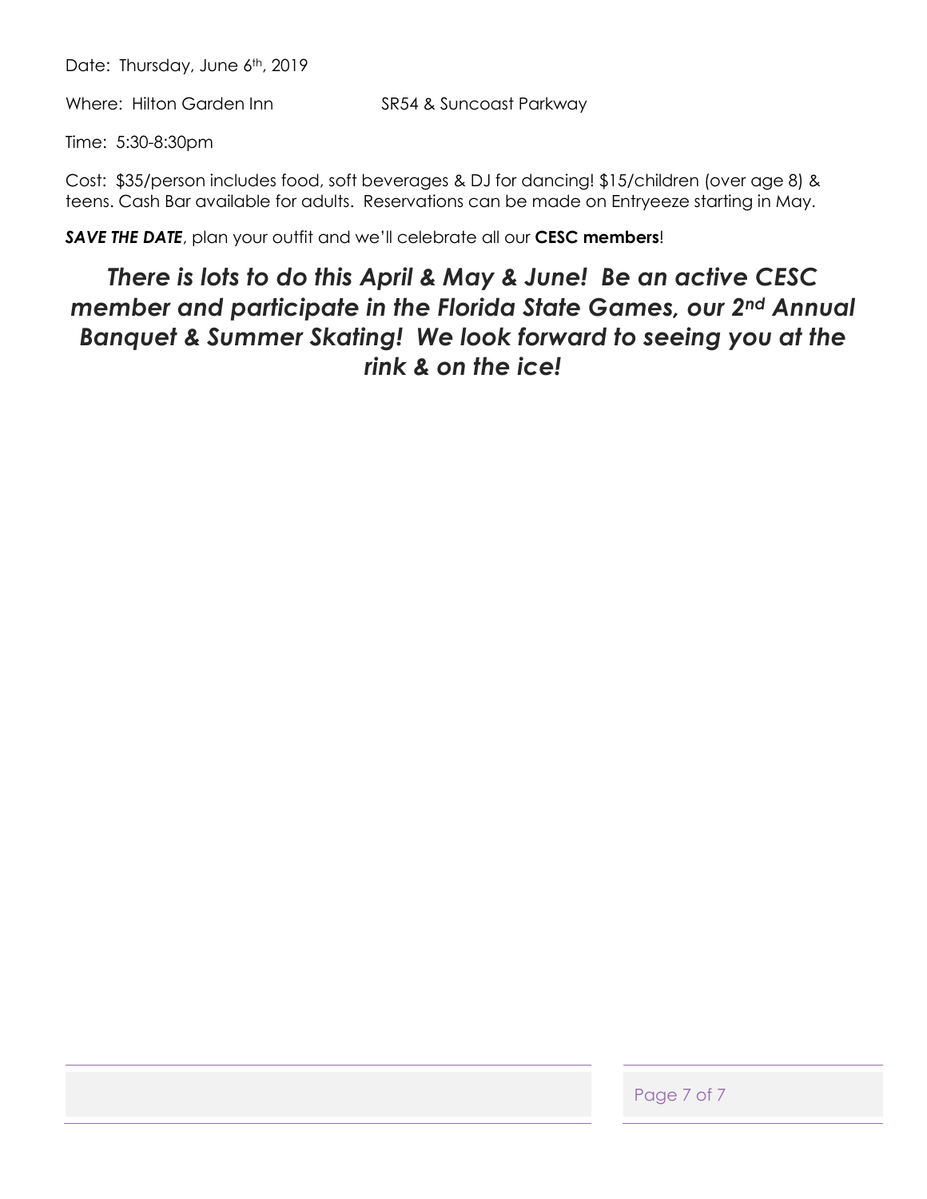Date: Thursday, June 6th, 2019

Where: Hilton Garden Inn SR54 & Suncoast Parkway

Time: 5:30-8:30pm

Cost: $35/person includes food, soft beverages & DJ for dancing! $15/children (over age 8) & teens. Cash Bar available for adults. Reservations can be made on Entryeeze starting in May.

***SAVE THE DATE***, plan your outfit and we'll celebrate all our **CESC members**!

## *There is lots to do this April & May & June! Be an active CESC member and participate in the Florida State Games, our 2nd Annual Banquet & Summer Skating! We look forward to seeing you at the rink & on the ice!*